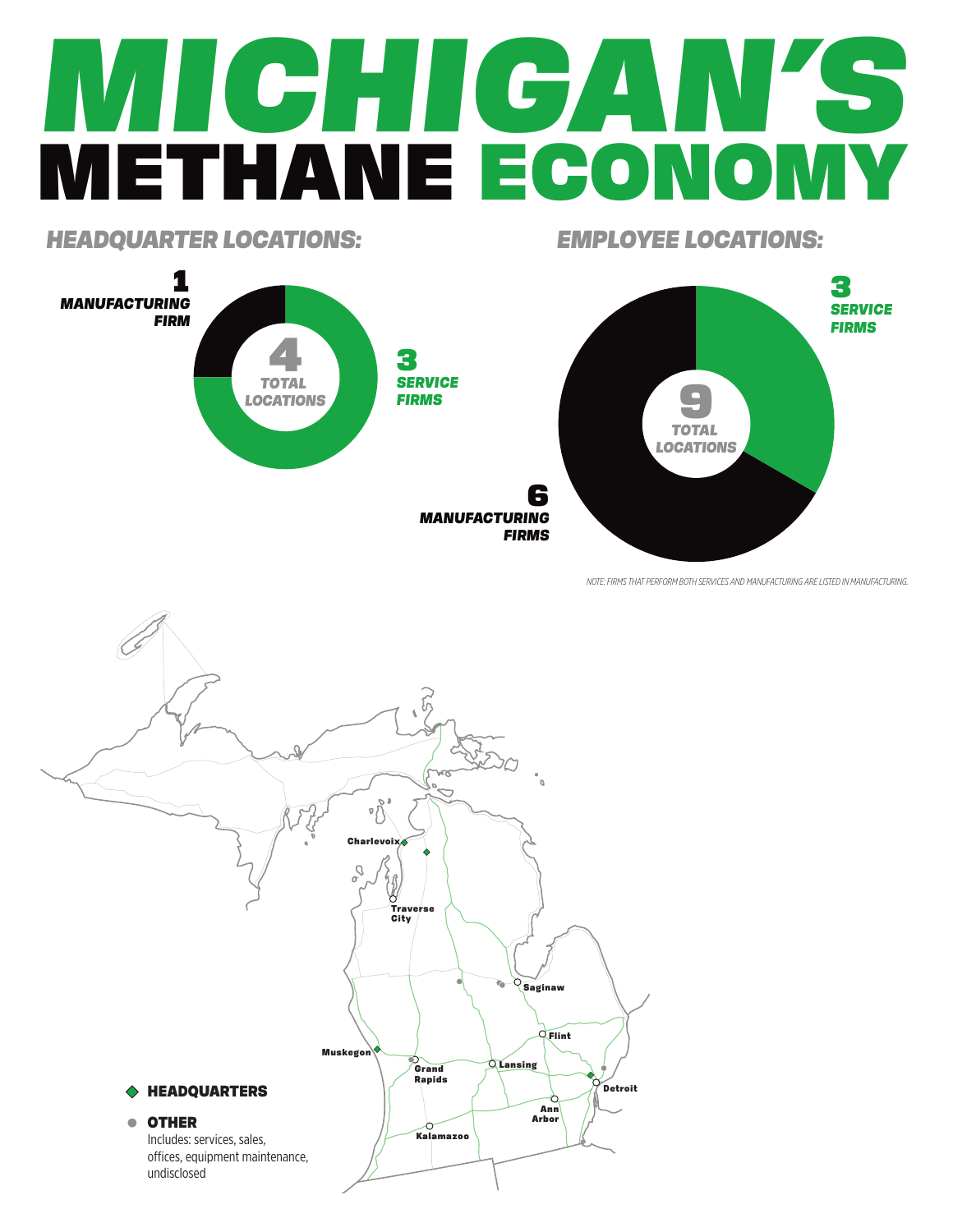# MICHIGAN'S METHANE ECONOMY

## HEADQUARTER LOCATIONS:

**4** TOTAL LOCATIONS

**1** MANUFACTURING FIRM

**3** SERVICE FIRMS

## EMPLOYEE LOCATIONS:

**9** TOTAL LOCATIONS

**3** SERVICE FIRMS

**6** MANUFACTURING FIRMS

NOTE: FIRMS THAT PERFORM BOTH SERVICES AND MANUFACTURING ARE LISTED IN MANUFACTURING.

Charlevoix

Traverse City

Saginaw

Flint

Muskegon

Grand Rapids

Lansing

Detroit

Ann Arbor

Kalamazoo

◆ **HEADQUARTERS**

● **OTHER**
Includes: services, sales, offices, equipment maintenance, undisclosed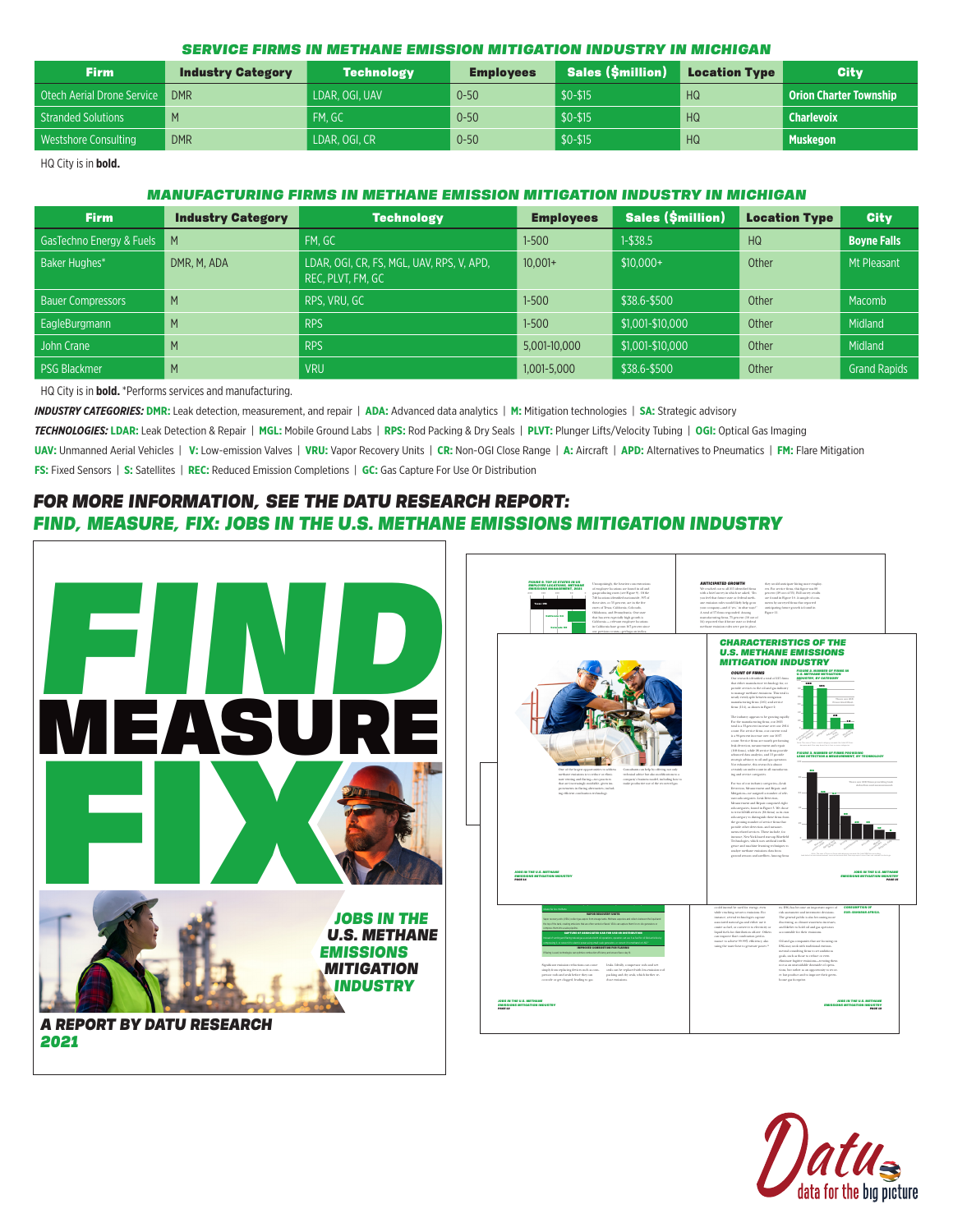## SERVICE FIRMS IN METHANE EMISSION MITIGATION INDUSTRY IN MICHIGAN

| Firm | Industry Category | Technology | Employees | Sales ($million) | Location Type | City |
|---|---|---|---|---|---|---|
| Otech Aerial Drone Service | DMR | LDAR, OGI, UAV | 0-50 | $0-$15 | HQ | **Orion Charter Township** |
| Stranded Solutions | M | FM, GC | 0-50 | $0-$15 | HQ | **Charlevoix** |
| Westshore Consulting | DMR | LDAR, OGI, CR | 0-50 | $0-$15 | HQ | **Muskegon** |

HQ City is in **bold.**

## MANUFACTURING FIRMS IN METHANE EMISSION MITIGATION INDUSTRY IN MICHIGAN

| Firm | Industry Category | Technology | Employees | Sales ($million) | Location Type | City |
|---|---|---|---|---|---|---|
| GasTechno Energy & Fuels | M | FM, GC | 1-500 | 1-$38.5 | HQ | **Boyne Falls** |
| Baker Hughes* | DMR, M, ADA | LDAR, OGI, CR, FS, MGL, UAV, RPS, V, APD, REC, PLVT, FM, GC | 10,001+ | $10,000+ | Other | Mt Pleasant |
| Bauer Compressors | M | RPS, VRU, GC | 1-500 | $38.6-$500 | Other | Macomb |
| EagleBurgmann | M | RPS | 1-500 | $1,001-$10,000 | Other | Midland |
| John Crane | M | RPS | 5,001-10,000 | $1,001-$10,000 | Other | Midland |
| PSG Blackmer | M | VRU | 1,001-5,000 | $38.6-$500 | Other | Grand Rapids |

HQ City is in **bold.** *Performs services and manufacturing.

***INDUSTRY CATEGORIES:*** **DMR:** Leak detection, measurement, and repair | **ADA:** Advanced data analytics | **M:** Mitigation technologies | **SA:** Strategic advisory

***TECHNOLOGIES:*** **LDAR:** Leak Detection & Repair | **MGL:** Mobile Ground Labs | **RPS:** Rod Packing & Dry Seals | **PLVT:** Plunger Lifts/Velocity Tubing | **OGI:** Optical Gas Imaging | **UAV:** Unmanned Aerial Vehicles | **V:** Low-emission Valves | **VRU:** Vapor Recovery Units | **CR:** Non-OGI Close Range | **A:** Aircraft | **APD:** Alternatives to Pneumatics | **FM:** Flare Mitigation | **FS:** Fixed Sensors | **S:** Satellites | **REC:** Reduced Emission Completions | **GC:** Gas Capture For Use Or Distribution

## FOR MORE INFORMATION, SEE THE DATU RESEARCH REPORT:
## FIND, MEASURE, FIX: JOBS IN THE U.S. METHANE EMISSIONS MITIGATION INDUSTRY

FIND MEASURE FIX

JOBS IN THE U.S. METHANE EMISSIONS MITIGATION INDUSTRY

A REPORT BY DATU RESEARCH 2021

Datu data for the big picture